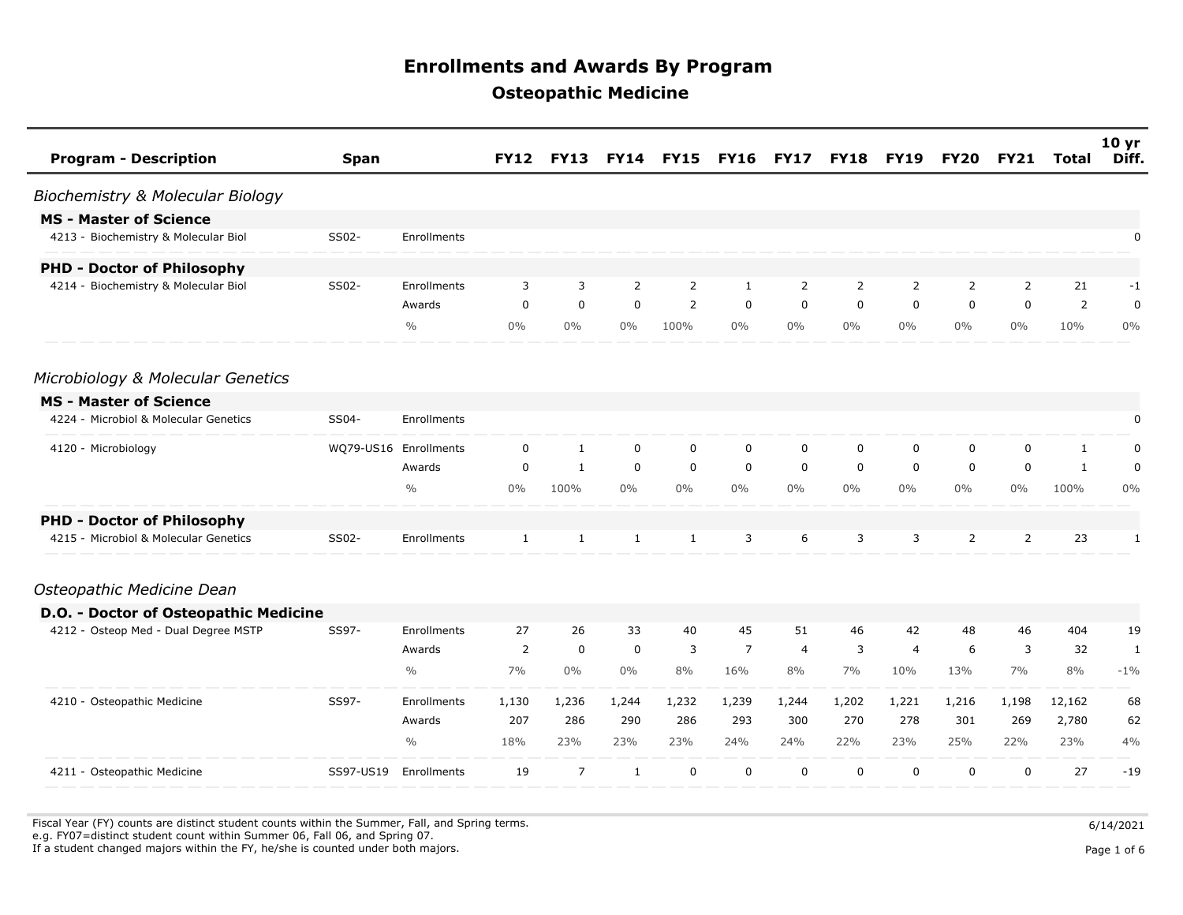# Enrollments and Awards By Program

## Osteopathic Medicine

| Program - Description | Span | | FY12 | FY13 | FY14 | FY15 | FY16 | FY17 | FY18 | FY19 | FY20 | FY21 | Total | 10 yr Diff. |
|---|---|---|---|---|---|---|---|---|---|---|---|---|---|---|
| *Biochemistry & Molecular Biology* | | | | | | | | | | | | | | |
| **MS - Master of Science** | | | | | | | | | | | | | | |
| 4213 - Biochemistry & Molecular Biol | SS02- | Enrollments | | | | | | | | | | | | 0 |
| **PHD - Doctor of Philosophy** | | | | | | | | | | | | | | |
| 4214 - Biochemistry & Molecular Biol | SS02- | Enrollments | 3 | 3 | 2 | 2 | 1 | 2 | 2 | 2 | 2 | 2 | 21 | -1 |
| | | Awards | 0 | 0 | 0 | 2 | 0 | 0 | 0 | 0 | 0 | 0 | 2 | 0 |
| | | % | 0% | 0% | 0% | 100% | 0% | 0% | 0% | 0% | 0% | 0% | 10% | 0% |
| *Microbiology & Molecular Genetics* | | | | | | | | | | | | | | |
| **MS - Master of Science** | | | | | | | | | | | | | | |
| 4224 - Microbiol & Molecular Genetics | SS04- | Enrollments | | | | | | | | | | | | 0 |
| 4120 - Microbiology | WQ79-US16 | Enrollments | 0 | 1 | 0 | 0 | 0 | 0 | 0 | 0 | 0 | 0 | 1 | 0 |
| | | Awards | 0 | 1 | 0 | 0 | 0 | 0 | 0 | 0 | 0 | 0 | 1 | 0 |
| | | % | 0% | 100% | 0% | 0% | 0% | 0% | 0% | 0% | 0% | 0% | 100% | 0% |
| **PHD - Doctor of Philosophy** | | | | | | | | | | | | | | |
| 4215 - Microbiol & Molecular Genetics | SS02- | Enrollments | 1 | 1 | 1 | 1 | 3 | 6 | 3 | 3 | 2 | 2 | 23 | 1 |
| *Osteopathic Medicine Dean* | | | | | | | | | | | | | | |
| **D.O. - Doctor of Osteopathic Medicine** | | | | | | | | | | | | | | |
| 4212 - Osteop Med - Dual Degree MSTP | SS97- | Enrollments | 27 | 26 | 33 | 40 | 45 | 51 | 46 | 42 | 48 | 46 | 404 | 19 |
| | | Awards | 2 | 0 | 0 | 3 | 7 | 4 | 3 | 4 | 6 | 3 | 32 | 1 |
| | | % | 7% | 0% | 0% | 8% | 16% | 8% | 7% | 10% | 13% | 7% | 8% | -1% |
| 4210 - Osteopathic Medicine | SS97- | Enrollments | 1,130 | 1,236 | 1,244 | 1,232 | 1,239 | 1,244 | 1,202 | 1,221 | 1,216 | 1,198 | 12,162 | 68 |
| | | Awards | 207 | 286 | 290 | 286 | 293 | 300 | 270 | 278 | 301 | 269 | 2,780 | 62 |
| | | % | 18% | 23% | 23% | 23% | 24% | 24% | 22% | 23% | 25% | 22% | 23% | 4% |
| 4211 - Osteopathic Medicine | SS97-US19 | Enrollments | 19 | 7 | 1 | 0 | 0 | 0 | 0 | 0 | 0 | 0 | 27 | -19 |

Fiscal Year (FY) counts are distinct student counts within the Summer, Fall, and Spring terms.
e.g. FY07=distinct student count within Summer 06, Fall 06, and Spring 07.
If a student changed majors within the FY, he/she is counted under both majors.

6/14/2021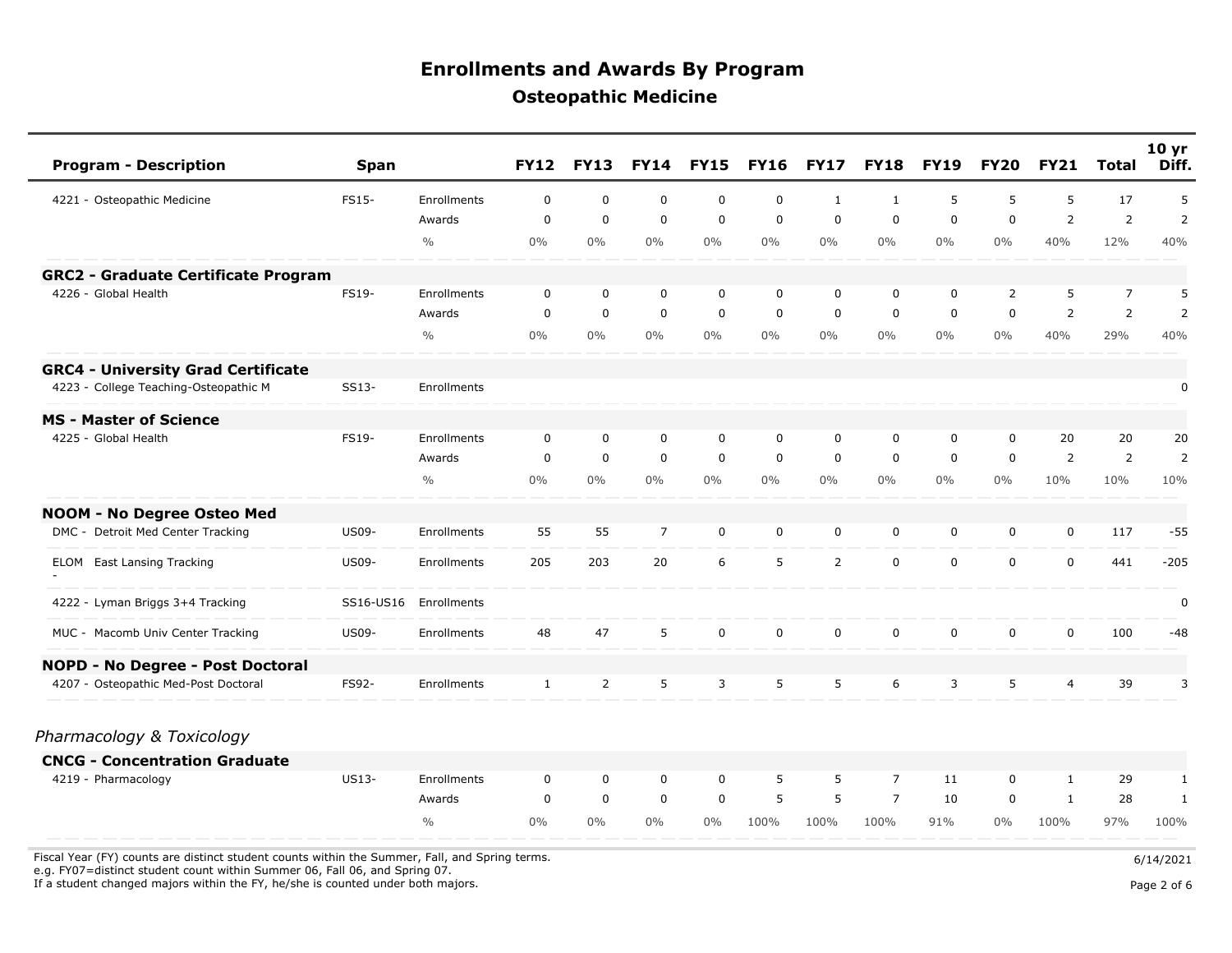# Enrollments and Awards By Program

## Osteopathic Medicine

| Program - Description | Span | | FY12 | FY13 | FY14 | FY15 | FY16 | FY17 | FY18 | FY19 | FY20 | FY21 | Total | 10 yr Diff. |
|---|---|---|---|---|---|---|---|---|---|---|---|---|---|---|
| 4221 - Osteopathic Medicine | FS15- | Enrollments | 0 | 0 | 0 | 0 | 0 | 1 | 1 | 5 | 5 | 5 | 17 | 5 |
| | | Awards | 0 | 0 | 0 | 0 | 0 | 0 | 0 | 0 | 0 | 2 | 2 | 2 |
| | | % | 0% | 0% | 0% | 0% | 0% | 0% | 0% | 0% | 0% | 40% | 12% | 40% |
| **GRC2 - Graduate Certificate Program** | | | | | | | | | | | | | | |
| 4226 - Global Health | FS19- | Enrollments | 0 | 0 | 0 | 0 | 0 | 0 | 0 | 0 | 2 | 5 | 7 | 5 |
| | | Awards | 0 | 0 | 0 | 0 | 0 | 0 | 0 | 0 | 0 | 2 | 2 | 2 |
| | | % | 0% | 0% | 0% | 0% | 0% | 0% | 0% | 0% | 0% | 40% | 29% | 40% |
| **GRC4 - University Grad Certificate** | | | | | | | | | | | | | | |
| 4223 - College Teaching-Osteopathic M | SS13- | Enrollments | | | | | | | | | | | | 0 |
| **MS - Master of Science** | | | | | | | | | | | | | | |
| 4225 - Global Health | FS19- | Enrollments | 0 | 0 | 0 | 0 | 0 | 0 | 0 | 0 | 0 | 20 | 20 | 20 |
| | | Awards | 0 | 0 | 0 | 0 | 0 | 0 | 0 | 0 | 0 | 2 | 2 | 2 |
| | | % | 0% | 0% | 0% | 0% | 0% | 0% | 0% | 0% | 0% | 10% | 10% | 10% |
| **NOOM - No Degree Osteo Med** | | | | | | | | | | | | | | |
| DMC - Detroit Med Center Tracking | US09- | Enrollments | 55 | 55 | 7 | 0 | 0 | 0 | 0 | 0 | 0 | 0 | 117 | -55 |
| ELOM - East Lansing Tracking | US09- | Enrollments | 205 | 203 | 20 | 6 | 5 | 2 | 0 | 0 | 0 | 0 | 441 | -205 |
| 4222 - Lyman Briggs 3+4 Tracking | SS16-US16 | Enrollments | | | | | | | | | | | | 0 |
| MUC - Macomb Univ Center Tracking | US09- | Enrollments | 48 | 47 | 5 | 0 | 0 | 0 | 0 | 0 | 0 | 0 | 100 | -48 |
| **NOPD - No Degree - Post Doctoral** | | | | | | | | | | | | | | |
| 4207 - Osteopathic Med-Post Doctoral | FS92- | Enrollments | 1 | 2 | 5 | 3 | 5 | 5 | 6 | 3 | 5 | 4 | 39 | 3 |

*Pharmacology & Toxicology*

| Program - Description | Span | | FY12 | FY13 | FY14 | FY15 | FY16 | FY17 | FY18 | FY19 | FY20 | FY21 | Total | 10 yr Diff. |
|---|---|---|---|---|---|---|---|---|---|---|---|---|---|---|
| **CNCG - Concentration Graduate** | | | | | | | | | | | | | | |
| 4219 - Pharmacology | US13- | Enrollments | 0 | 0 | 0 | 0 | 5 | 5 | 7 | 11 | 0 | 1 | 29 | 1 |
| | | Awards | 0 | 0 | 0 | 0 | 5 | 5 | 7 | 10 | 0 | 1 | 28 | 1 |
| | | % | 0% | 0% | 0% | 0% | 100% | 100% | 100% | 91% | 0% | 100% | 97% | 100% |

Fiscal Year (FY) counts are distinct student counts within the Summer, Fall, and Spring terms.
e.g. FY07=distinct student count within Summer 06, Fall 06, and Spring 07.
If a student changed majors within the FY, he/she is counted under both majors.

6/14/2021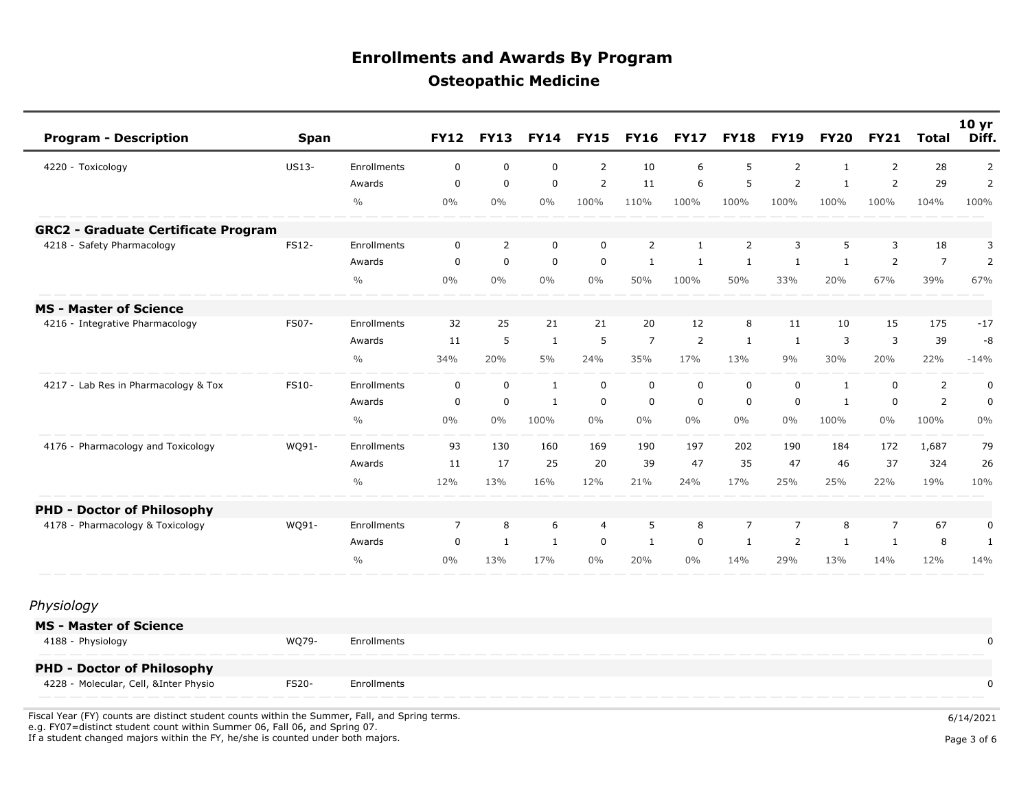# Enrollments and Awards By Program

## Osteopathic Medicine

| Program - Description | Span | | FY12 | FY13 | FY14 | FY15 | FY16 | FY17 | FY18 | FY19 | FY20 | FY21 | Total | 10 yr Diff. |
|---|---|---|---|---|---|---|---|---|---|---|---|---|---|---|
| 4220 - Toxicology | US13- | Enrollments | 0 | 0 | 0 | 2 | 10 | 6 | 5 | 2 | 1 | 2 | 28 | 2 |
| | | Awards | 0 | 0 | 0 | 2 | 11 | 6 | 5 | 2 | 1 | 2 | 29 | 2 |
| | | % | 0% | 0% | 0% | 100% | 110% | 100% | 100% | 100% | 100% | 100% | 104% | 100% |
| **GRC2 - Graduate Certificate Program** | | | | | | | | | | | | | | |
| 4218 - Safety Pharmacology | FS12- | Enrollments | 0 | 2 | 0 | 0 | 2 | 1 | 2 | 3 | 5 | 3 | 18 | 3 |
| | | Awards | 0 | 0 | 0 | 0 | 1 | 1 | 1 | 1 | 1 | 2 | 7 | 2 |
| | | % | 0% | 0% | 0% | 0% | 50% | 100% | 50% | 33% | 20% | 67% | 39% | 67% |
| **MS - Master of Science** | | | | | | | | | | | | | | |
| 4216 - Integrative Pharmacology | FS07- | Enrollments | 32 | 25 | 21 | 21 | 20 | 12 | 8 | 11 | 10 | 15 | 175 | -17 |
| | | Awards | 11 | 5 | 1 | 5 | 7 | 2 | 1 | 1 | 3 | 3 | 39 | -8 |
| | | % | 34% | 20% | 5% | 24% | 35% | 17% | 13% | 9% | 30% | 20% | 22% | -14% |
| 4217 - Lab Res in Pharmacology & Tox | FS10- | Enrollments | 0 | 0 | 1 | 0 | 0 | 0 | 0 | 0 | 1 | 0 | 2 | 0 |
| | | Awards | 0 | 0 | 1 | 0 | 0 | 0 | 0 | 0 | 1 | 0 | 2 | 0 |
| | | % | 0% | 0% | 100% | 0% | 0% | 0% | 0% | 0% | 100% | 0% | 100% | 0% |
| 4176 - Pharmacology and Toxicology | WQ91- | Enrollments | 93 | 130 | 160 | 169 | 190 | 197 | 202 | 190 | 184 | 172 | 1,687 | 79 |
| | | Awards | 11 | 17 | 25 | 20 | 39 | 47 | 35 | 47 | 46 | 37 | 324 | 26 |
| | | % | 12% | 13% | 16% | 12% | 21% | 24% | 17% | 25% | 25% | 22% | 19% | 10% |
| **PHD - Doctor of Philosophy** | | | | | | | | | | | | | | |
| 4178 - Pharmacology & Toxicology | WQ91- | Enrollments | 7 | 8 | 6 | 4 | 5 | 8 | 7 | 7 | 8 | 7 | 67 | 0 |
| | | Awards | 0 | 1 | 1 | 0 | 1 | 0 | 1 | 2 | 1 | 1 | 8 | 1 |
| | | % | 0% | 13% | 17% | 0% | 20% | 0% | 14% | 29% | 13% | 14% | 12% | 14% |

*Physiology*

| Program - Description | Span | | FY12 | FY13 | FY14 | FY15 | FY16 | FY17 | FY18 | FY19 | FY20 | FY21 | Total | 10 yr Diff. |
|---|---|---|---|---|---|---|---|---|---|---|---|---|---|---|
| **MS - Master of Science** | | | | | | | | | | | | | | |
| 4188 - Physiology | WQ79- | Enrollments | | | | | | | | | | | | 0 |
| **PHD - Doctor of Philosophy** | | | | | | | | | | | | | | |
| 4228 - Molecular, Cell, &Inter Physio | FS20- | Enrollments | | | | | | | | | | | | 0 |

Fiscal Year (FY) counts are distinct student counts within the Summer, Fall, and Spring terms.
e.g. FY07=distinct student count within Summer 06, Fall 06, and Spring 07.
If a student changed majors within the FY, he/she is counted under both majors.

6/14/2021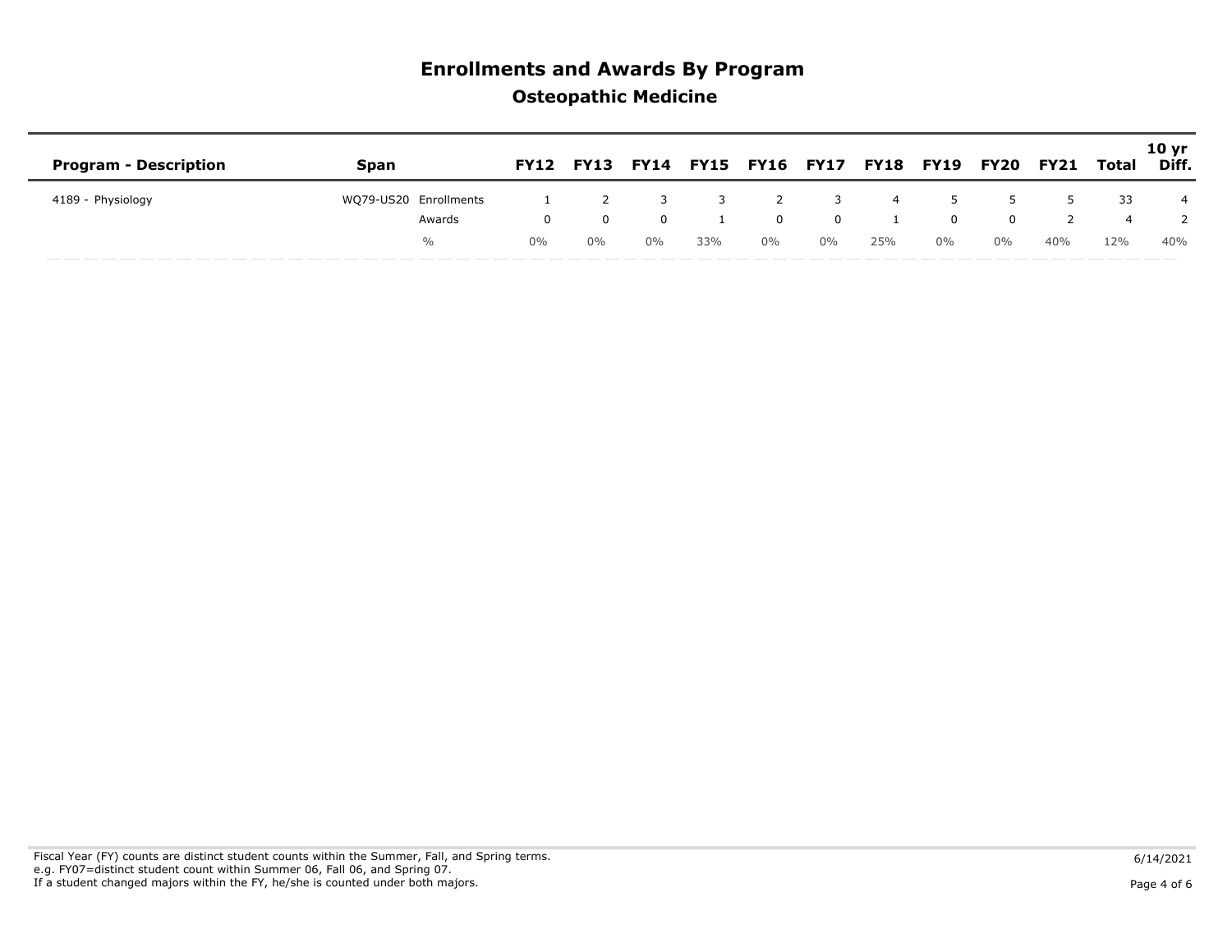# Enrollments and Awards By Program

## Osteopathic Medicine

| Program - Description | Span | | FY12 | FY13 | FY14 | FY15 | FY16 | FY17 | FY18 | FY19 | FY20 | FY21 | Total | 10 yr Diff. |
|---|---|---|---|---|---|---|---|---|---|---|---|---|---|---|
| 4189 - Physiology | WQ79-US20 | Enrollments | 1 | 2 | 3 | 3 | 2 | 3 | 4 | 5 | 5 | 5 | 33 | 4 |
| | | Awards | 0 | 0 | 0 | 1 | 0 | 0 | 1 | 0 | 0 | 2 | 4 | 2 |
| | | % | 0% | 0% | 0% | 33% | 0% | 0% | 25% | 0% | 0% | 40% | 12% | 40% |

Fiscal Year (FY) counts are distinct student counts within the Summer, Fall, and Spring terms.
e.g. FY07=distinct student count within Summer 06, Fall 06, and Spring 07.
If a student changed majors within the FY, he/she is counted under both majors.

6/14/2021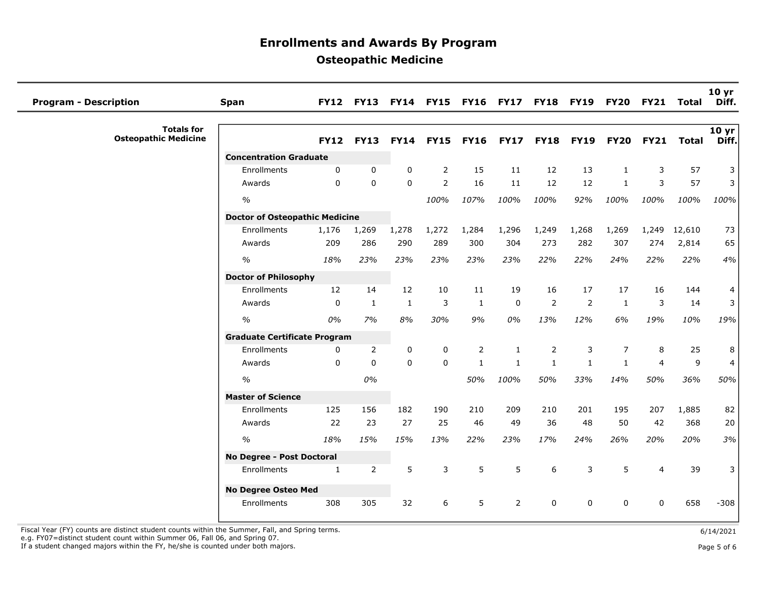# Enrollments and Awards By Program

## Osteopathic Medicine

| Program - Description | Span | FY12 | FY13 | FY14 | FY15 | FY16 | FY17 | FY18 | FY19 | FY20 | FY21 | Total | 10 yr Diff. |
|---|---|---|---|---|---|---|---|---|---|---|---|---|---|
| **Totals for Osteopathic Medicine** | | | | | | | | | | | | | |
| | **Concentration Graduate** | | | | | | | | | | | | |
| | Enrollments | 0 | 0 | 0 | 2 | 15 | 11 | 12 | 13 | 1 | 3 | 57 | 3 |
| | Awards | 0 | 0 | 0 | 2 | 16 | 11 | 12 | 12 | 1 | 3 | 57 | 3 |
| | *%* | | | | *100%* | *107%* | *100%* | *100%* | *92%* | *100%* | *100%* | *100%* | *100%* |
| | **Doctor of Osteopathic Medicine** | | | | | | | | | | | | |
| | Enrollments | 1,176 | 1,269 | 1,278 | 1,272 | 1,284 | 1,296 | 1,249 | 1,268 | 1,269 | 1,249 | 12,610 | 73 |
| | Awards | 209 | 286 | 290 | 289 | 300 | 304 | 273 | 282 | 307 | 274 | 2,814 | 65 |
| | *%* | *18%* | *23%* | *23%* | *23%* | *23%* | *23%* | *22%* | *22%* | *24%* | *22%* | *22%* | *4%* |
| | **Doctor of Philosophy** | | | | | | | | | | | | |
| | Enrollments | 12 | 14 | 12 | 10 | 11 | 19 | 16 | 17 | 17 | 16 | 144 | 4 |
| | Awards | 0 | 1 | 1 | 3 | 1 | 0 | 2 | 2 | 1 | 3 | 14 | 3 |
| | *%* | *0%* | *7%* | *8%* | *30%* | *9%* | *0%* | *13%* | *12%* | *6%* | *19%* | *10%* | *19%* |
| | **Graduate Certificate Program** | | | | | | | | | | | | |
| | Enrollments | 0 | 2 | 0 | 0 | 2 | 1 | 2 | 3 | 7 | 8 | 25 | 8 |
| | Awards | 0 | 0 | 0 | 0 | 1 | 1 | 1 | 1 | 1 | 4 | 9 | 4 |
| | *%* | | *0%* | | | *50%* | *100%* | *50%* | *33%* | *14%* | *50%* | *36%* | *50%* |
| | **Master of Science** | | | | | | | | | | | | |
| | Enrollments | 125 | 156 | 182 | 190 | 210 | 209 | 210 | 201 | 195 | 207 | 1,885 | 82 |
| | Awards | 22 | 23 | 27 | 25 | 46 | 49 | 36 | 48 | 50 | 42 | 368 | 20 |
| | *%* | *18%* | *15%* | *15%* | *13%* | *22%* | *23%* | *17%* | *24%* | *26%* | *20%* | *20%* | *3%* |
| | **No Degree - Post Doctoral** | | | | | | | | | | | | |
| | Enrollments | 1 | 2 | 5 | 3 | 5 | 5 | 6 | 3 | 5 | 4 | 39 | 3 |
| | **No Degree Osteo Med** | | | | | | | | | | | | |
| | Enrollments | 308 | 305 | 32 | 6 | 5 | 2 | 0 | 0 | 0 | 0 | 658 | -308 |

Fiscal Year (FY) counts are distinct student counts within the Summer, Fall, and Spring terms.
e.g. FY07=distinct student count within Summer 06, Fall 06, and Spring 07.
If a student changed majors within the FY, he/she is counted under both majors.

6/14/2021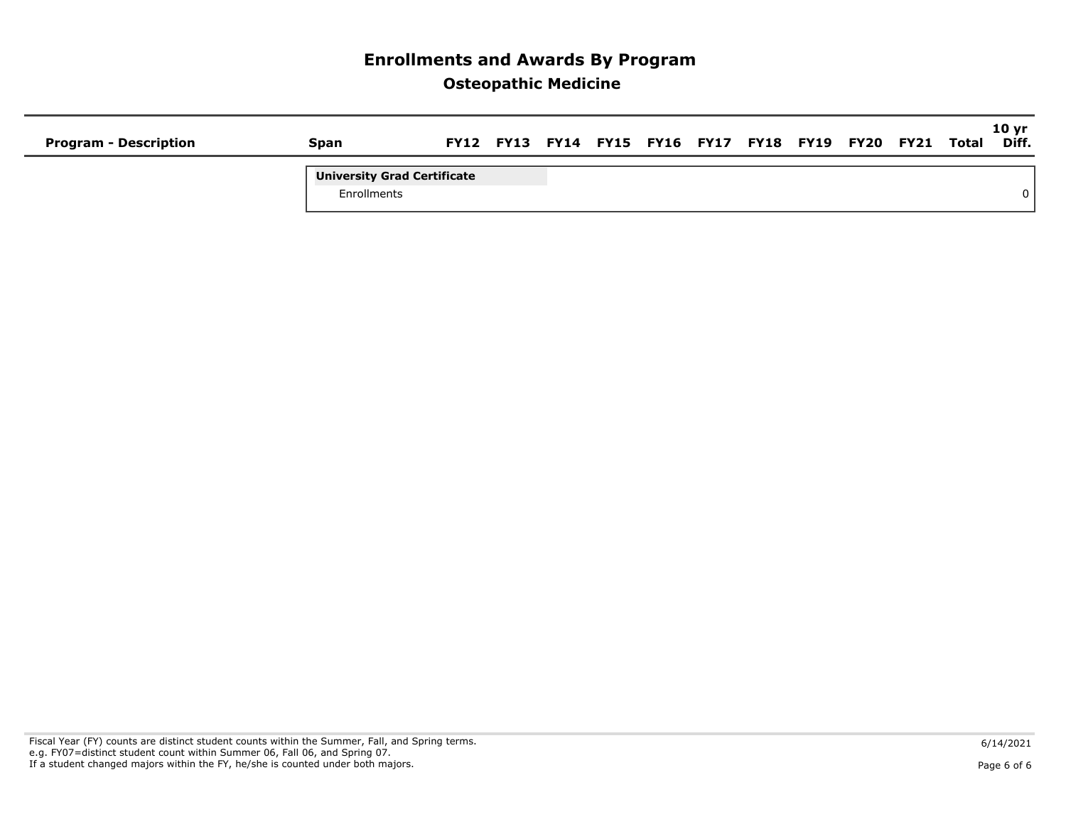# Enrollments and Awards By Program

## Osteopathic Medicine

| Program - Description | Span | FY12 | FY13 | FY14 | FY15 | FY16 | FY17 | FY18 | FY19 | FY20 | FY21 | Total | 10 yr Diff. |
|---|---|---|---|---|---|---|---|---|---|---|---|---|---|
| | **University Grad Certificate** | | | | | | | | | | | | |
| | Enrollments | | | | | | | | | | | | 0 |

Fiscal Year (FY) counts are distinct student counts within the Summer, Fall, and Spring terms.
e.g. FY07=distinct student count within Summer 06, Fall 06, and Spring 07.
If a student changed majors within the FY, he/she is counted under both majors.

6/14/2021